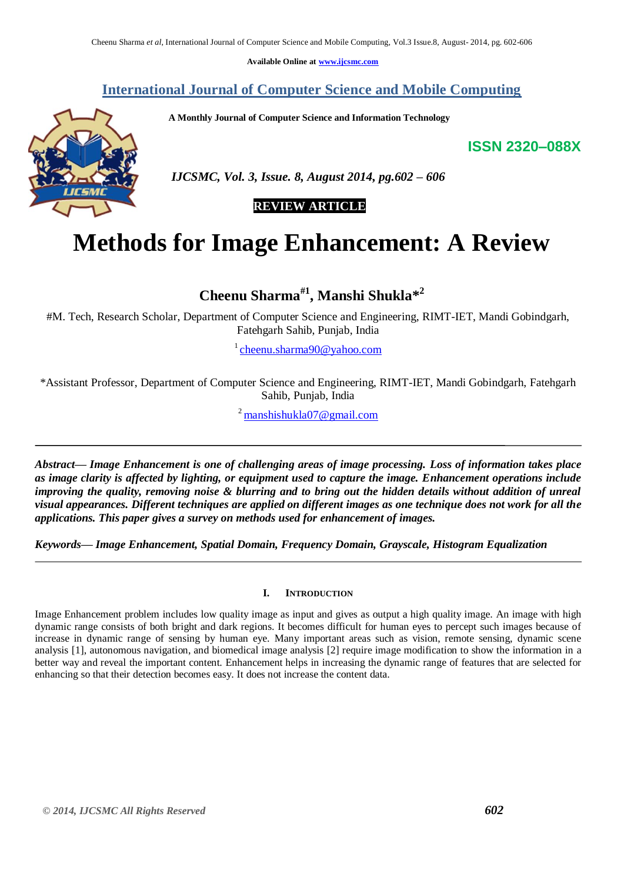Available Online at www.ijcsmc.com

# International Journal of Computer Science and Mobile Computing

**A Monthly Journal of Computer Science and Information Technology**

**ISSN 2320–088X**

*IJCSMC, Vol. 3, Issue. 8, August 2014, pg.602 – 606*

**REVIEW ARTICLE**

# Methods for Image Enhancement: A Review

**Cheenu Sharma[#1], Manshi Shukla[*2]**

#M. Tech, Research Scholar, Department of Computer Science and Engineering, RIMT-IET, Mandi Gobindgarh, Fatehgarh Sahib, Punjab, India

[1] cheenu.sharma90@yahoo.com

*Assistant Professor, Department of Computer Science and Engineering, RIMT-IET, Mandi Gobindgarh, Fatehgarh Sahib, Punjab, India

[2] manshishukla07@gmail.com

***Abstract— Image Enhancement is one of challenging areas of image processing. Loss of information takes place as image clarity is affected by lighting, or equipment used to capture the image. Enhancement operations include improving the quality, removing noise & blurring and to bring out the hidden details without addition of unreal visual appearances. Different techniques are applied on different images as one technique does not work for all the applications. This paper gives a survey on methods used for enhancement of images.***

***Keywords— Image Enhancement, Spatial Domain, Frequency Domain, Grayscale, Histogram Equalization***

## I. Introduction

Image Enhancement problem includes low quality image as input and gives as output a high quality image. An image with high dynamic range consists of both bright and dark regions. It becomes difficult for human eyes to percept such images because of increase in dynamic range of sensing by human eye. Many important areas such as vision, remote sensing, dynamic scene analysis [1], autonomous navigation, and biomedical image analysis [2] require image modification to show the information in a better way and reveal the important content. Enhancement helps in increasing the dynamic range of features that are selected for enhancing so that their detection becomes easy. It does not increase the content data.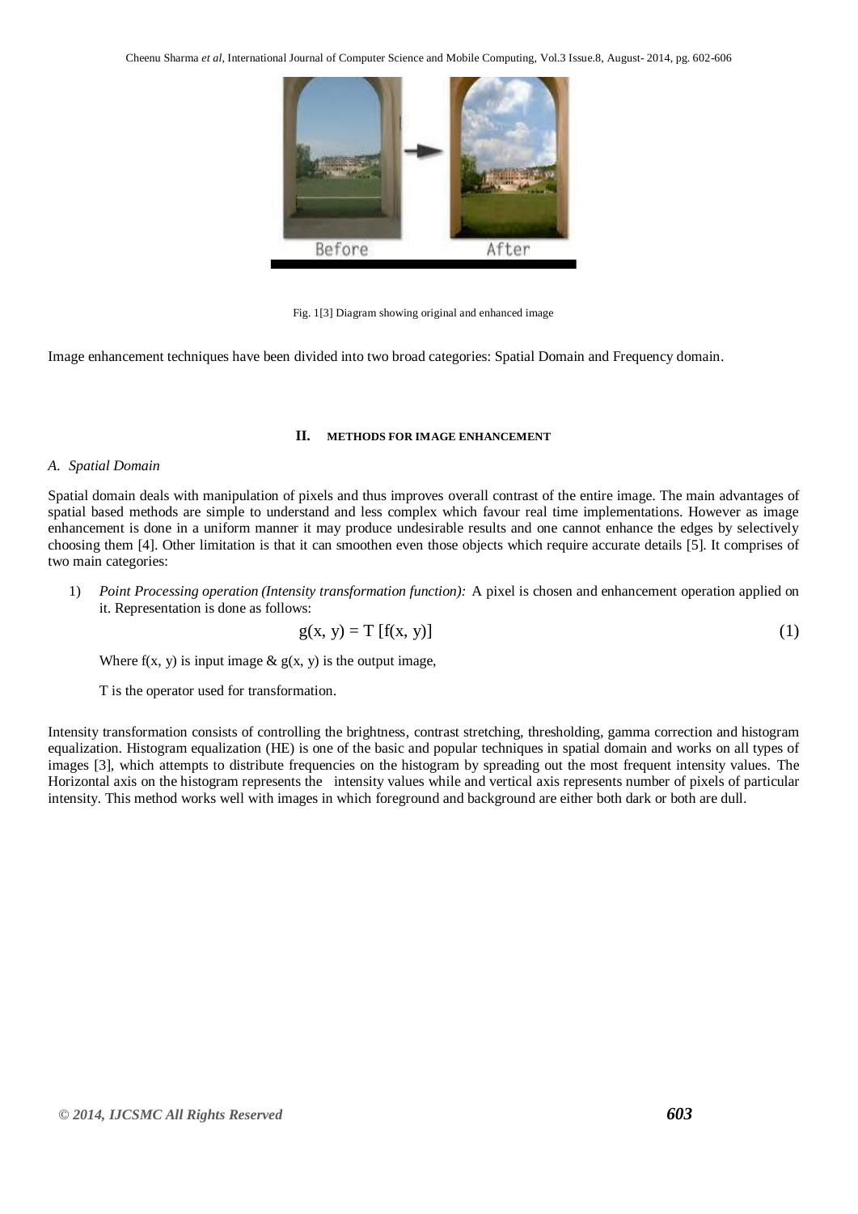Fig. 1[3] Diagram showing original and enhanced image

Image enhancement techniques have been divided into two broad categories: Spatial Domain and Frequency domain.

## II. METHODS FOR IMAGE ENHANCEMENT

### *A. Spatial Domain*

Spatial domain deals with manipulation of pixels and thus improves overall contrast of the entire image. The main advantages of spatial based methods are simple to understand and less complex which favour real time implementations. However as image enhancement is done in a uniform manner it may produce undesirable results and one cannot enhance the edges by selectively choosing them [4]. Other limitation is that it can smoothen even those objects which require accurate details [5]. It comprises of two main categories:

1) *Point Processing operation (Intensity transformation function):* A pixel is chosen and enhancement operation applied on it. Representation is done as follows:

$$g(x, y) = T\,[f(x, y)] \tag{1}$$

Where $f(x, y)$ is input image & $g(x, y)$ is the output image,

T is the operator used for transformation.

Intensity transformation consists of controlling the brightness, contrast stretching, thresholding, gamma correction and histogram equalization. Histogram equalization (HE) is one of the basic and popular techniques in spatial domain and works on all types of images [3], which attempts to distribute frequencies on the histogram by spreading out the most frequent intensity values. The Horizontal axis on the histogram represents the intensity values while and vertical axis represents number of pixels of particular intensity. This method works well with images in which foreground and background are either both dark or both are dull.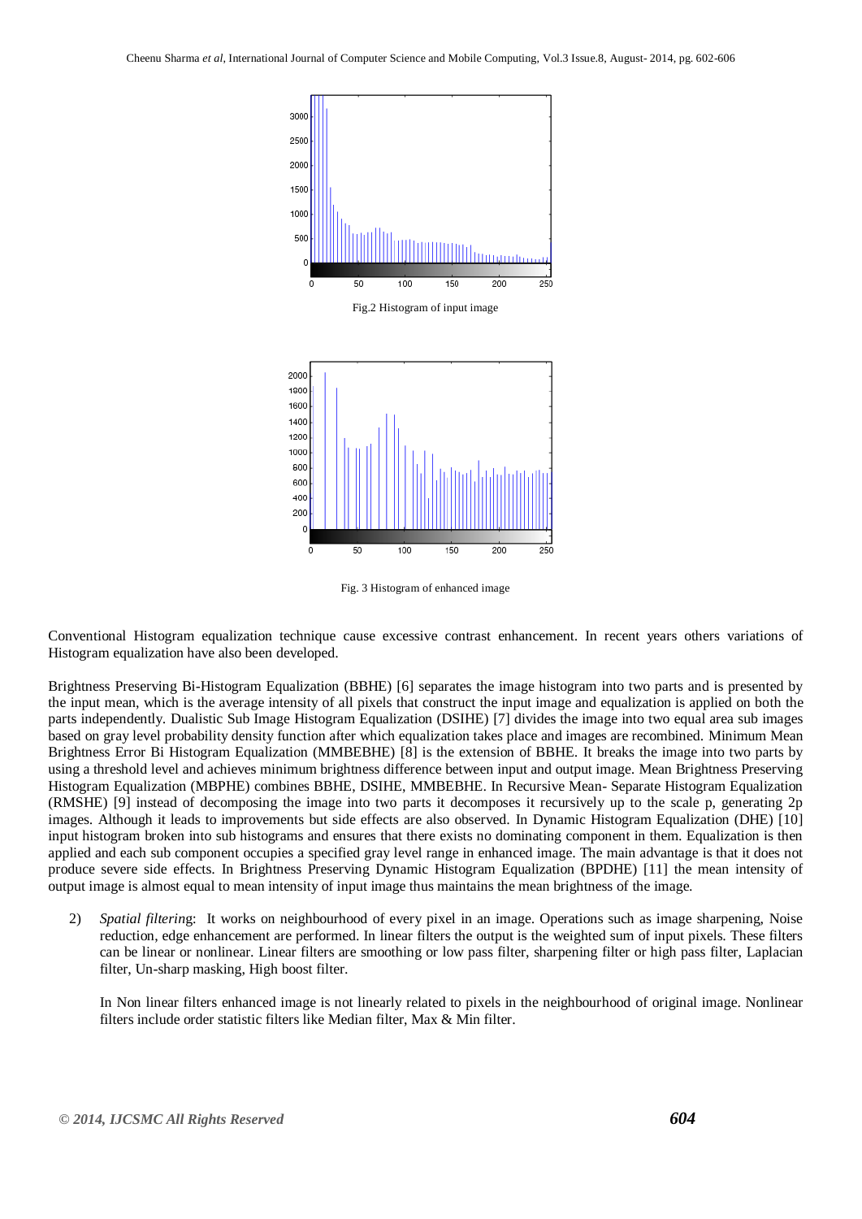Fig.2 Histogram of input image

Fig. 3 Histogram of enhanced image

Conventional Histogram equalization technique cause excessive contrast enhancement. In recent years others variations of Histogram equalization have also been developed.

Brightness Preserving Bi-Histogram Equalization (BBHE) [6] separates the image histogram into two parts and is presented by the input mean, which is the average intensity of all pixels that construct the input image and equalization is applied on both the parts independently. Dualistic Sub Image Histogram Equalization (DSIHE) [7] divides the image into two equal area sub images based on gray level probability density function after which equalization takes place and images are recombined. Minimum Mean Brightness Error Bi Histogram Equalization (MMBEBHE) [8] is the extension of BBHE. It breaks the image into two parts by using a threshold level and achieves minimum brightness difference between input and output image. Mean Brightness Preserving Histogram Equalization (MBPHE) combines BBHE, DSIHE, MMBEBHE. In Recursive Mean- Separate Histogram Equalization (RMSHE) [9] instead of decomposing the image into two parts it decomposes it recursively up to the scale p, generating 2p images. Although it leads to improvements but side effects are also observed. In Dynamic Histogram Equalization (DHE) [10] input histogram broken into sub histograms and ensures that there exists no dominating component in them. Equalization is then applied and each sub component occupies a specified gray level range in enhanced image. The main advantage is that it does not produce severe side effects. In Brightness Preserving Dynamic Histogram Equalization (BPDHE) [11] the mean intensity of output image is almost equal to mean intensity of input image thus maintains the mean brightness of the image.

2) *Spatial filtering*: It works on neighbourhood of every pixel in an image. Operations such as image sharpening, Noise reduction, edge enhancement are performed. In linear filters the output is the weighted sum of input pixels. These filters can be linear or nonlinear. Linear filters are smoothing or low pass filter, sharpening filter or high pass filter, Laplacian filter, Un-sharp masking, High boost filter.

   In Non linear filters enhanced image is not linearly related to pixels in the neighbourhood of original image. Nonlinear filters include order statistic filters like Median filter, Max & Min filter.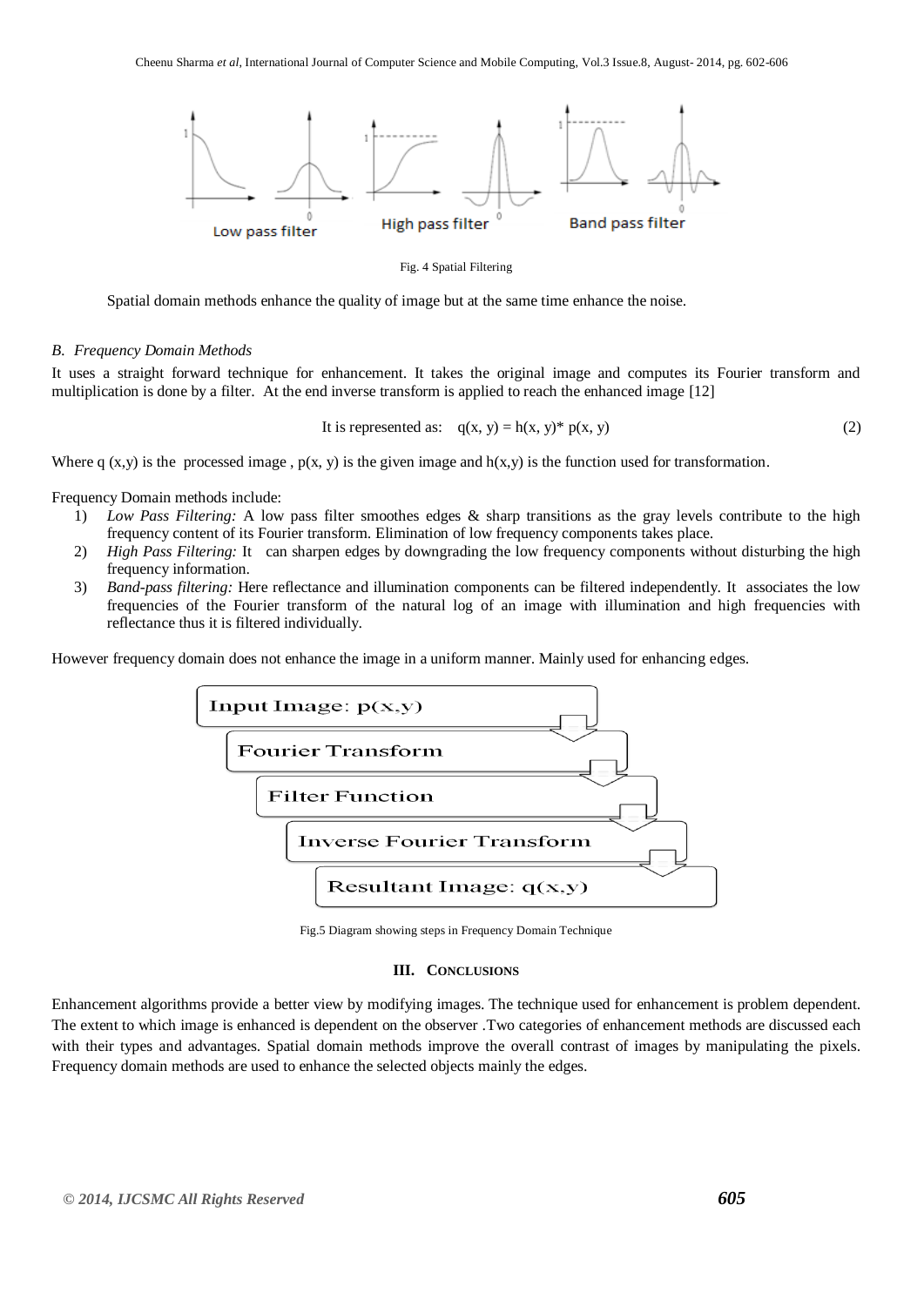Fig. 4 Spatial Filtering

Spatial domain methods enhance the quality of image but at the same time enhance the noise.

### *B. Frequency Domain Methods*

It uses a straight forward technique for enhancement. It takes the original image and computes its Fourier transform and multiplication is done by a filter. At the end inverse transform is applied to reach the enhanced image [12]

$$\text{It is represented as:} \quad q(x, y) = h(x, y) * p(x, y) \tag{2}$$

Where q (x,y) is the processed image , p(x, y) is the given image and h(x,y) is the function used for transformation.

Frequency Domain methods include:

1) *Low Pass Filtering:* A low pass filter smoothes edges & sharp transitions as the gray levels contribute to the high frequency content of its Fourier transform. Elimination of low frequency components takes place.
2) *High Pass Filtering:* It can sharpen edges by downgrading the low frequency components without disturbing the high frequency information.
3) *Band-pass filtering:* Here reflectance and illumination components can be filtered independently. It associates the low frequencies of the Fourier transform of the natural log of an image with illumination and high frequencies with reflectance thus it is filtered individually.

However frequency domain does not enhance the image in a uniform manner. Mainly used for enhancing edges.

Fig.5 Diagram showing steps in Frequency Domain Technique

## III. CONCLUSIONS

Enhancement algorithms provide a better view by modifying images. The technique used for enhancement is problem dependent. The extent to which image is enhanced is dependent on the observer .Two categories of enhancement methods are discussed each with their types and advantages. Spatial domain methods improve the overall contrast of images by manipulating the pixels. Frequency domain methods are used to enhance the selected objects mainly the edges.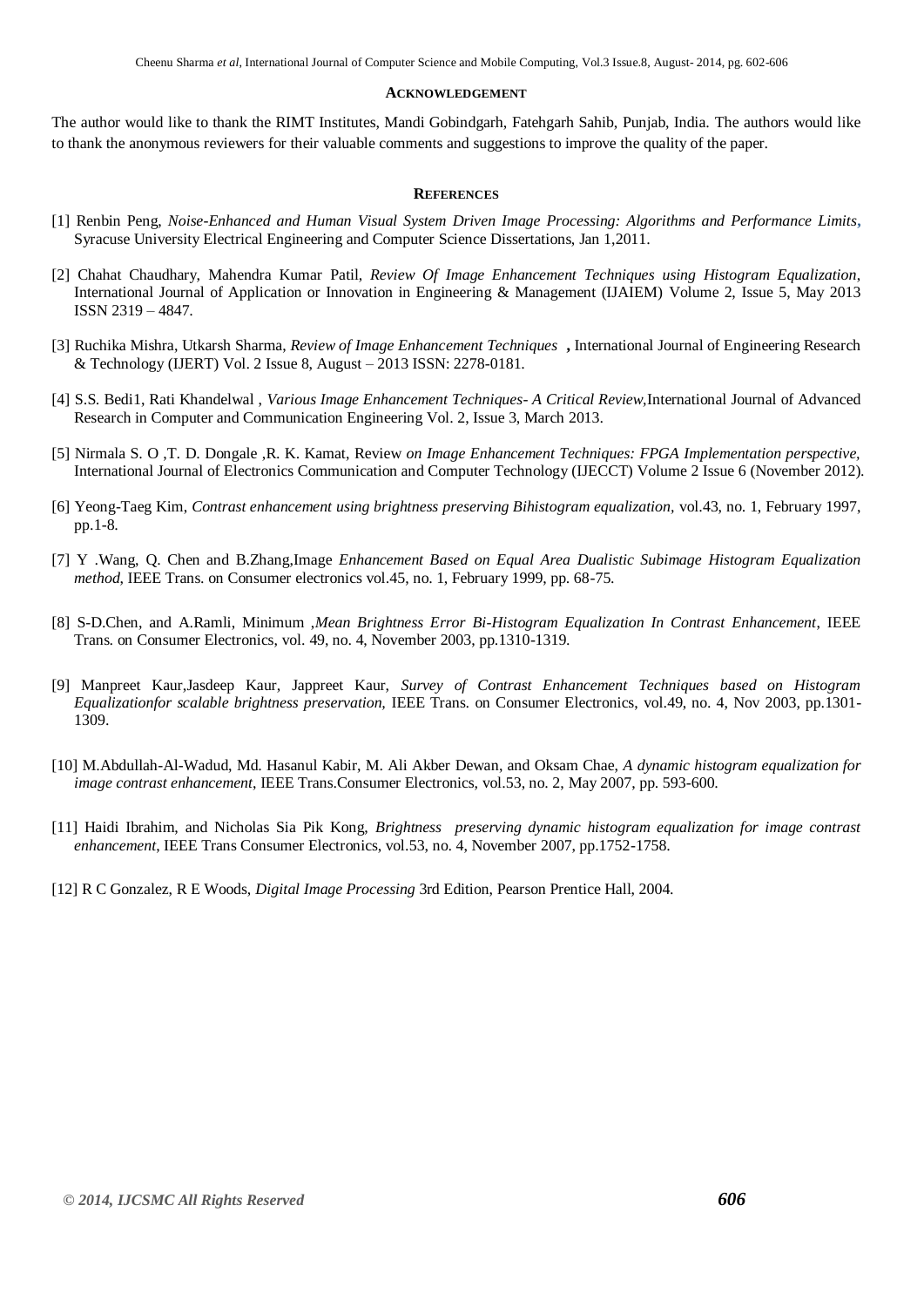## ACKNOWLEDGEMENT

The author would like to thank the RIMT Institutes, Mandi Gobindgarh, Fatehgarh Sahib, Punjab, India. The authors would like to thank the anonymous reviewers for their valuable comments and suggestions to improve the quality of the paper.

## REFERENCES

[1] Renbin Peng, *Noise-Enhanced and Human Visual System Driven Image Processing: Algorithms and Performance Limits*, Syracuse University Electrical Engineering and Computer Science Dissertations, Jan 1,2011.

[2] Chahat Chaudhary, Mahendra Kumar Patil, *Review Of Image Enhancement Techniques using Histogram Equalization*, International Journal of Application or Innovation in Engineering & Management (IJAIEM) Volume 2, Issue 5, May 2013 ISSN 2319 – 4847.

[3] Ruchika Mishra, Utkarsh Sharma, *Review of Image Enhancement Techniques* **,** International Journal of Engineering Research & Technology (IJERT) Vol. 2 Issue 8, August – 2013 ISSN: 2278-0181.

[4] S.S. Bedi1, Rati Khandelwal , *Various Image Enhancement Techniques- A Critical Review*,International Journal of Advanced Research in Computer and Communication Engineering Vol. 2, Issue 3, March 2013.

[5] Nirmala S. O ,T. D. Dongale ,R. K. Kamat, Review *on Image Enhancement Techniques: FPGA Implementation perspective*, International Journal of Electronics Communication and Computer Technology (IJECCT) Volume 2 Issue 6 (November 2012).

[6] Yeong-Taeg Kim, *Contrast enhancement using brightness preserving Bihistogram equalization*, vol.43, no. 1, February 1997, pp.1-8.

[7] Y .Wang, Q. Chen and B.Zhang,Image *Enhancement Based on Equal Area Dualistic Subimage Histogram Equalization method*, IEEE Trans. on Consumer electronics vol.45, no. 1, February 1999, pp. 68-75.

[8] S-D.Chen, and A.Ramli, Minimum ,*Mean Brightness Error Bi-Histogram Equalization In Contrast Enhancement*, IEEE Trans. on Consumer Electronics, vol. 49, no. 4, November 2003, pp.1310-1319.

[9] Manpreet Kaur,Jasdeep Kaur, Jappreet Kaur, *Survey of Contrast Enhancement Techniques based on Histogram Equalizationfor scalable brightness preservation*, IEEE Trans. on Consumer Electronics, vol.49, no. 4, Nov 2003, pp.1301-1309.

[10] M.Abdullah-Al-Wadud, Md. Hasanul Kabir, M. Ali Akber Dewan, and Oksam Chae, *A dynamic histogram equalization for image contrast enhancement*, IEEE Trans.Consumer Electronics, vol.53, no. 2, May 2007, pp. 593-600.

[11] Haidi Ibrahim, and Nicholas Sia Pik Kong, *Brightness preserving dynamic histogram equalization for image contrast enhancement*, IEEE Trans Consumer Electronics, vol.53, no. 4, November 2007, pp.1752-1758.

[12] R C Gonzalez, R E Woods, *Digital Image Processing* 3rd Edition, Pearson Prentice Hall, 2004.